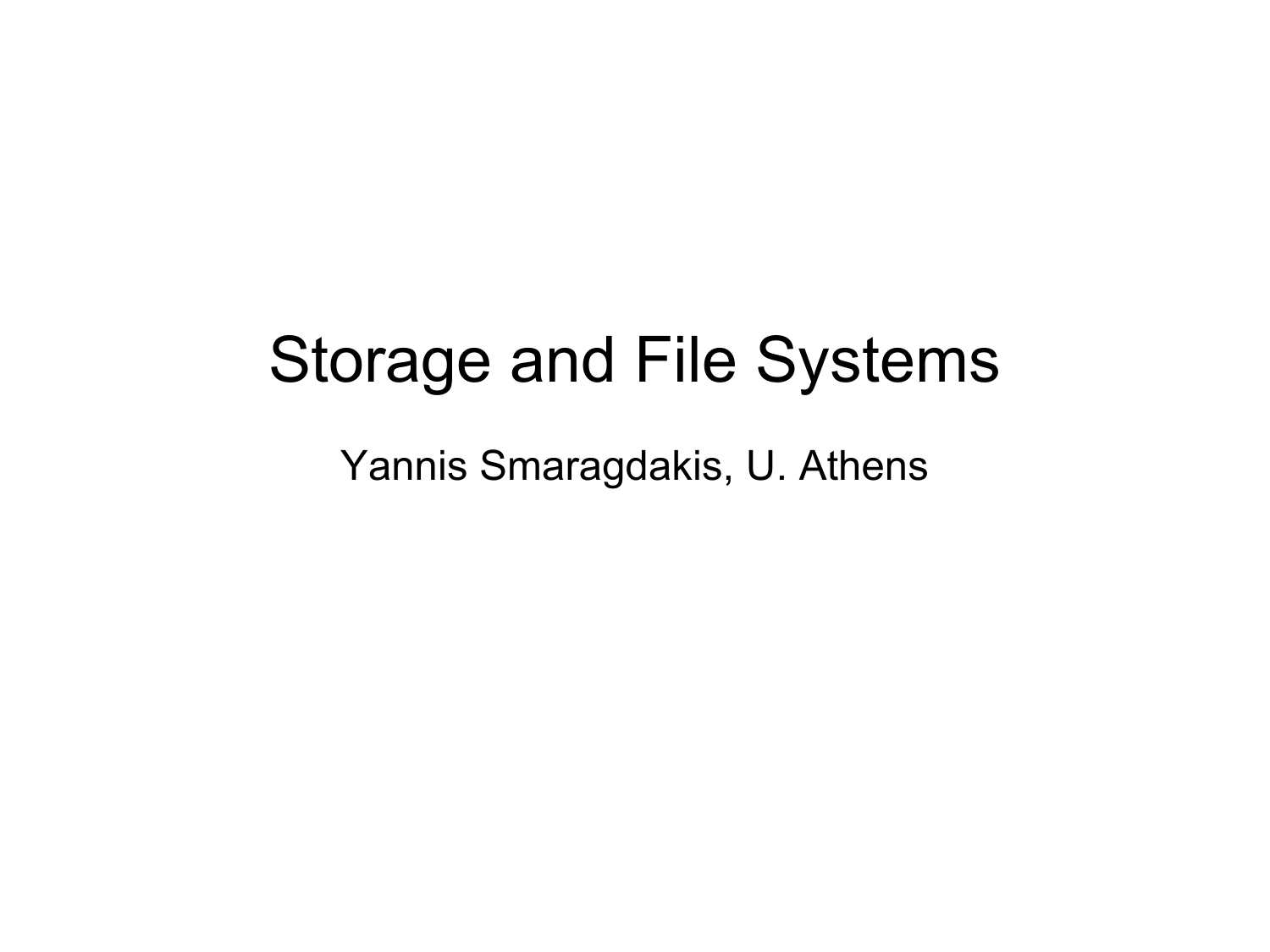# Storage and File Systems

Yannis Smaragdakis, U. Athens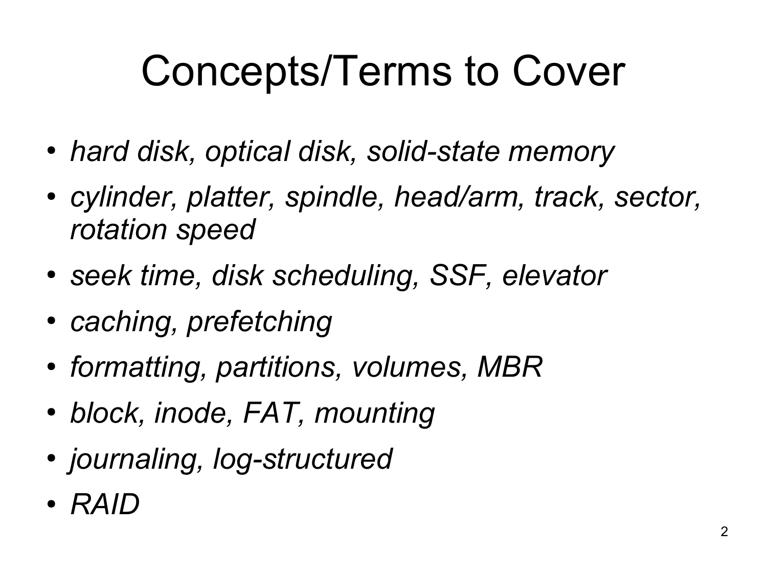# Concepts/Terms to Cover

- *hard disk, optical disk, solid-state memory*
- *cylinder, platter, spindle, head/arm, track, sector, rotation speed*
- *seek time, disk scheduling, SSF, elevator*
- *caching, prefetching*
- *formatting, partitions, volumes, MBR*
- *block, inode, FAT, mounting*
- *journaling, log-structured*
- *RAID*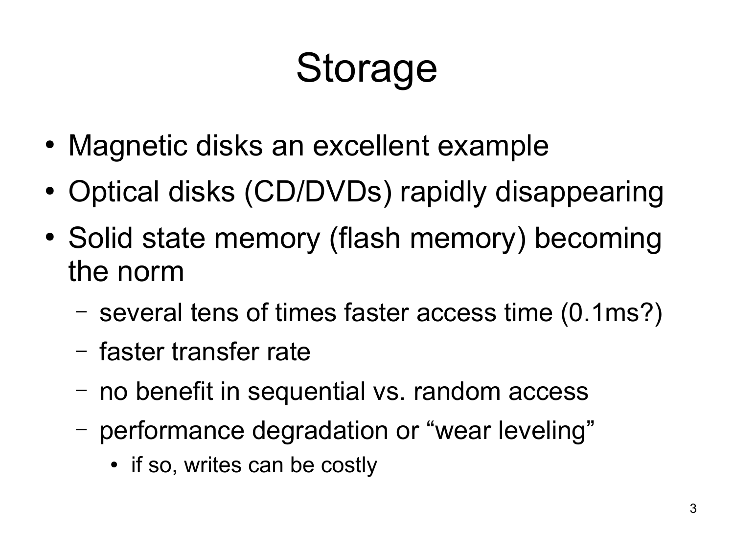# Storage

- Magnetic disks an excellent example
- Optical disks (CD/DVDs) rapidly disappearing
- Solid state memory (flash memory) becoming the norm
  - several tens of times faster access time (0.1ms?)
  - faster transfer rate
  - no benefit in sequential vs. random access
  - performance degradation or “wear leveling”
    - if so, writes can be costly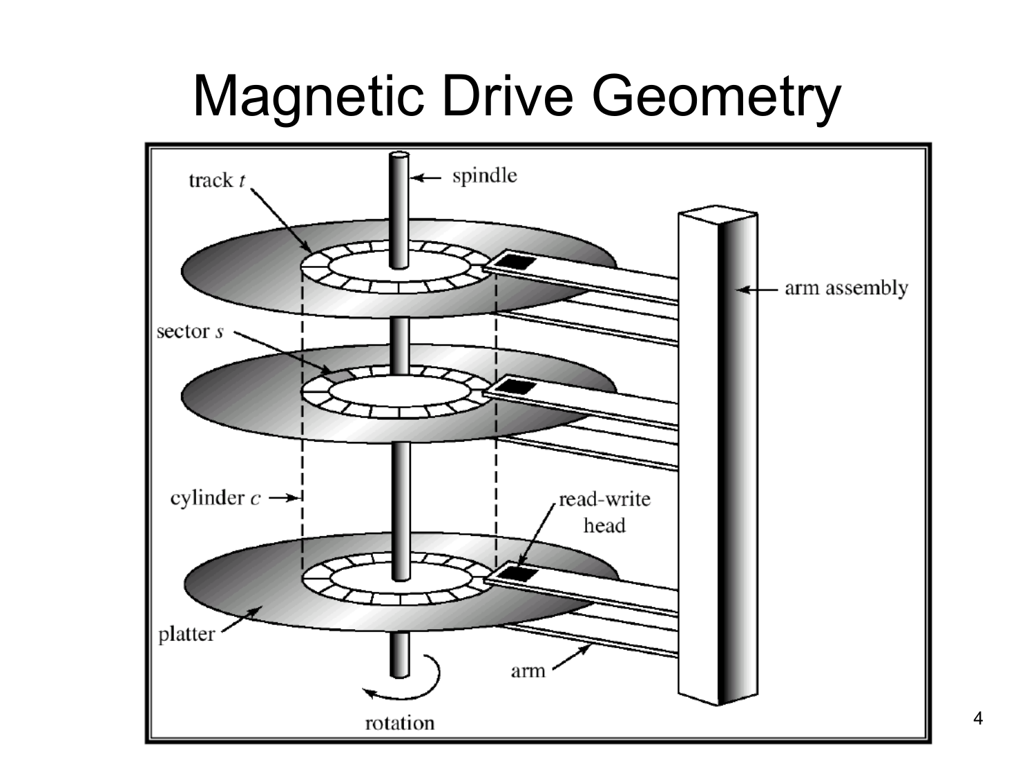# Magnetic Drive Geometry

track $t$

spindle

arm assembly

sector $s$

cylinder $c$

read-write head

platter

arm

rotation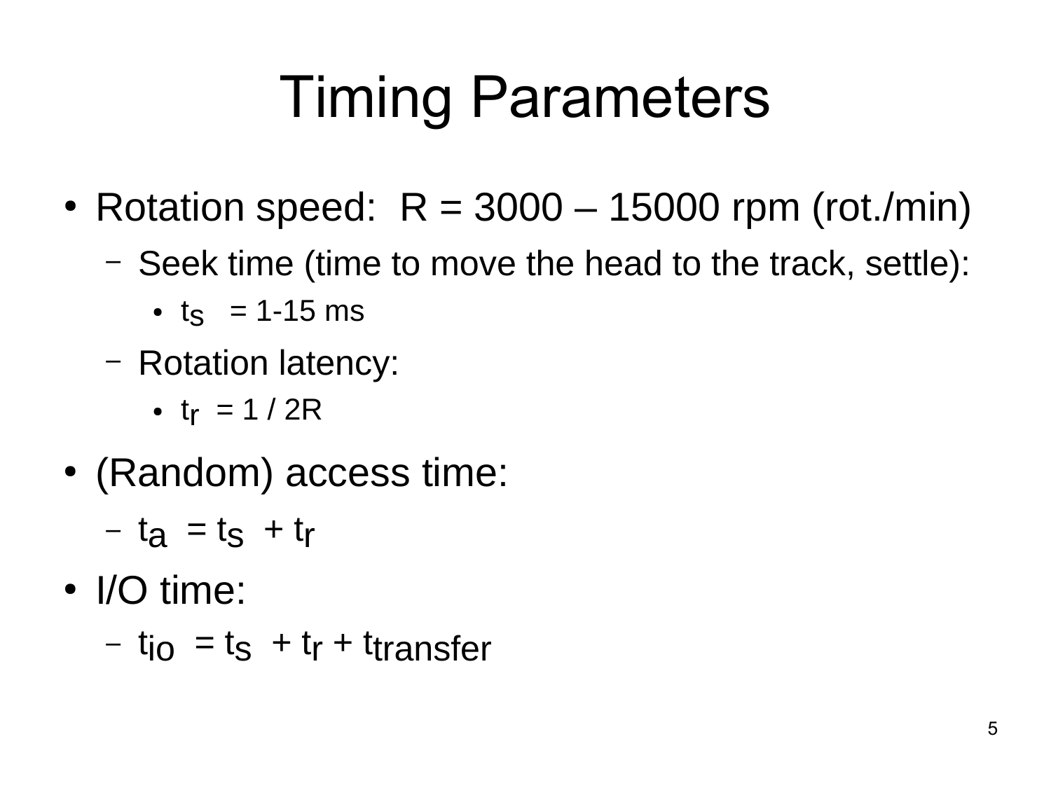# Timing Parameters

- Rotation speed: R = 3000 – 15000 rpm (rot./min)
  - Seek time (time to move the head to the track, settle):
    - $t_s$ = 1-15 ms
  - Rotation latency:
    - $t_r = 1 / 2R$
- (Random) access time:
  - $t_a = t_s + t_r$
- I/O time:
  - $t_{io} = t_s + t_r + t_{transfer}$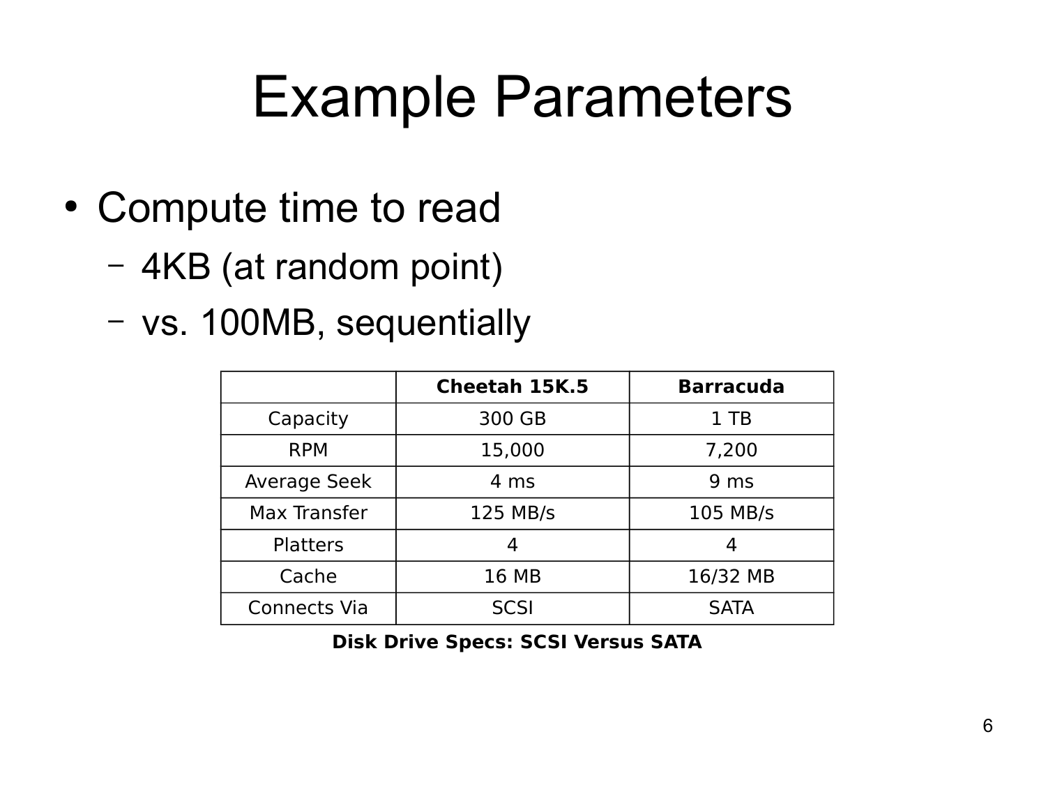# Example Parameters

- Compute time to read
  - 4KB (at random point)
  - vs. 100MB, sequentially

| | **Cheetah 15K.5** | **Barracuda** |
|---|---|---|
| Capacity | 300 GB | 1 TB |
| RPM | 15,000 | 7,200 |
| Average Seek | 4 ms | 9 ms |
| Max Transfer | 125 MB/s | 105 MB/s |
| Platters | 4 | 4 |
| Cache | 16 MB | 16/32 MB |
| Connects Via | SCSI | SATA |

**Disk Drive Specs: SCSI Versus SATA**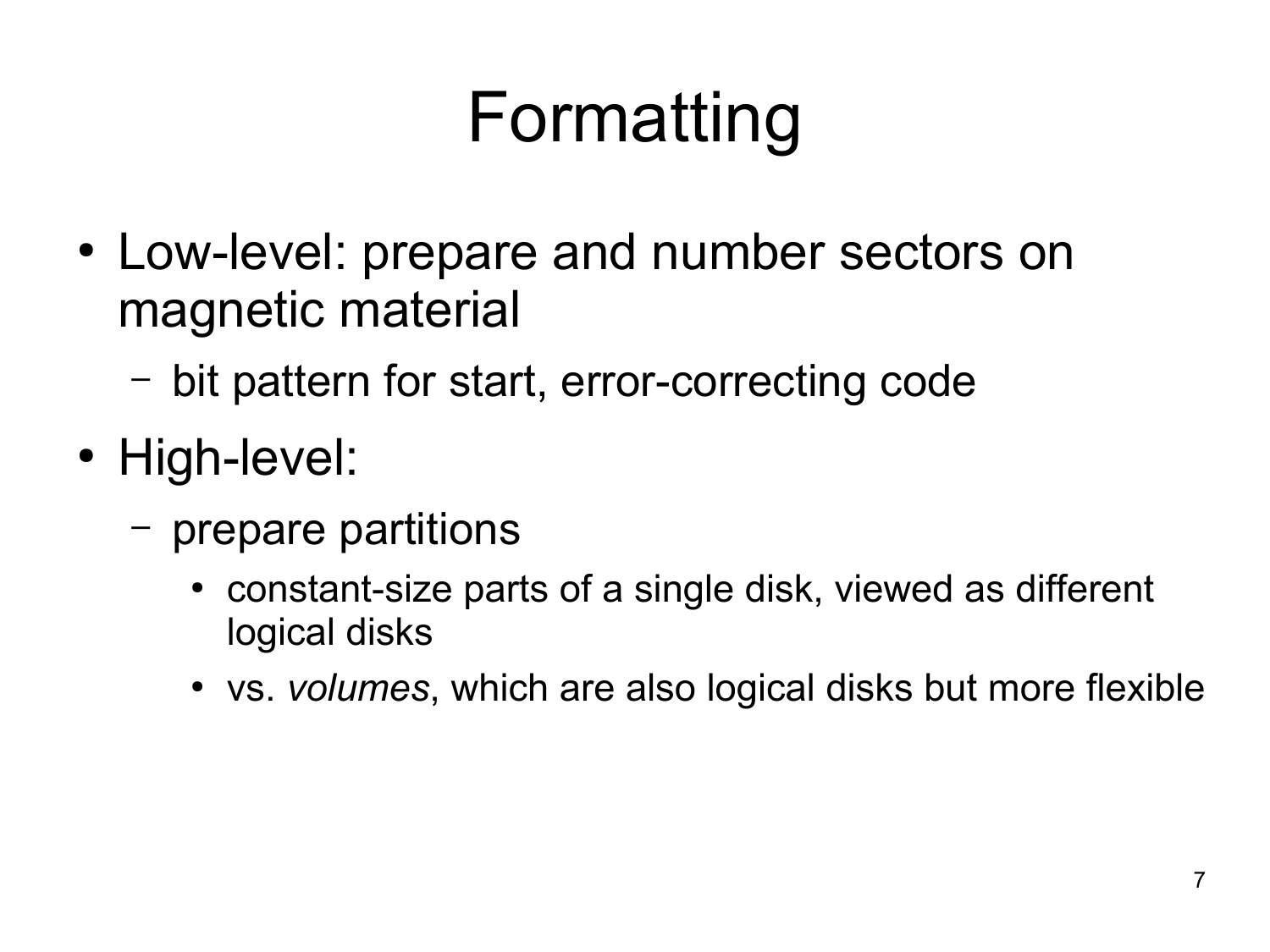# Formatting

- Low-level: prepare and number sectors on magnetic material
  - bit pattern for start, error-correcting code
- High-level:
  - prepare partitions
    - constant-size parts of a single disk, viewed as different logical disks
    - vs. *volumes*, which are also logical disks but more flexible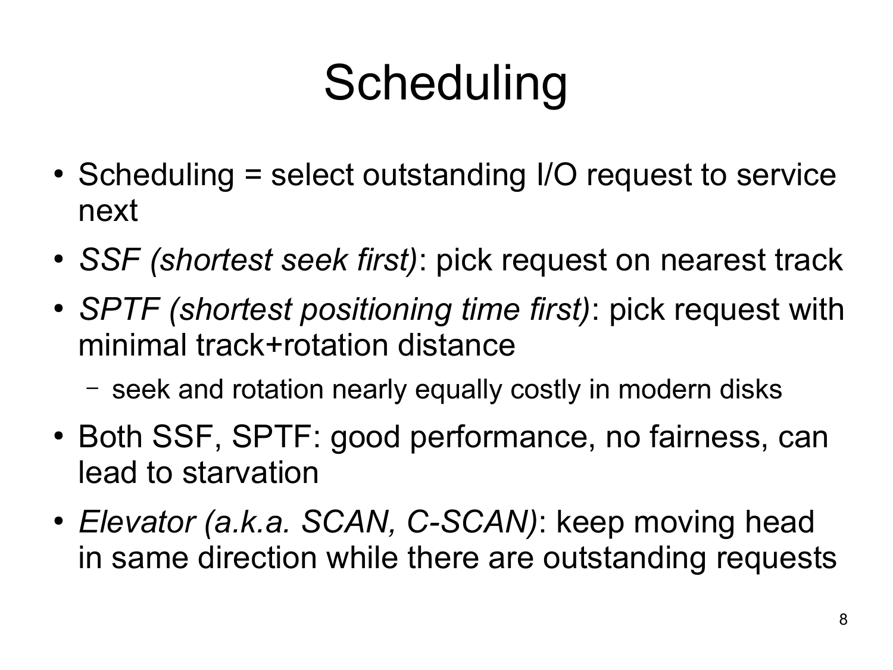# Scheduling

- Scheduling = select outstanding I/O request to service next
- *SSF (shortest seek first)*: pick request on nearest track
- *SPTF (shortest positioning time first)*: pick request with minimal track+rotation distance
  - seek and rotation nearly equally costly in modern disks
- Both SSF, SPTF: good performance, no fairness, can lead to starvation
- *Elevator (a.k.a. SCAN, C-SCAN)*: keep moving head in same direction while there are outstanding requests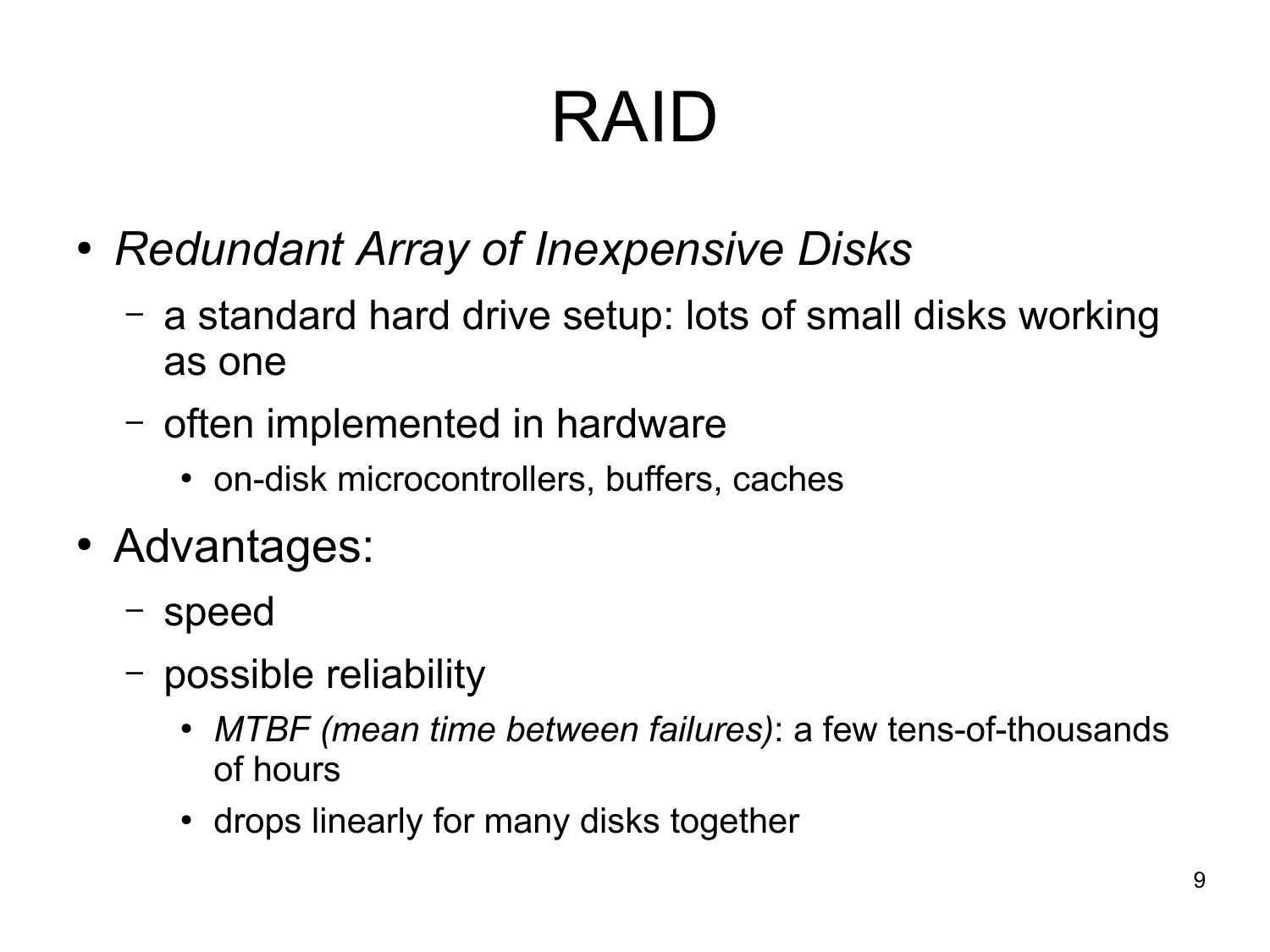# RAID

- *Redundant Array of Inexpensive Disks*
  - a standard hard drive setup: lots of small disks working as one
  - often implemented in hardware
    - on-disk microcontrollers, buffers, caches
- Advantages:
  - speed
  - possible reliability
    - *MTBF (mean time between failures)*: a few tens-of-thousands of hours
    - drops linearly for many disks together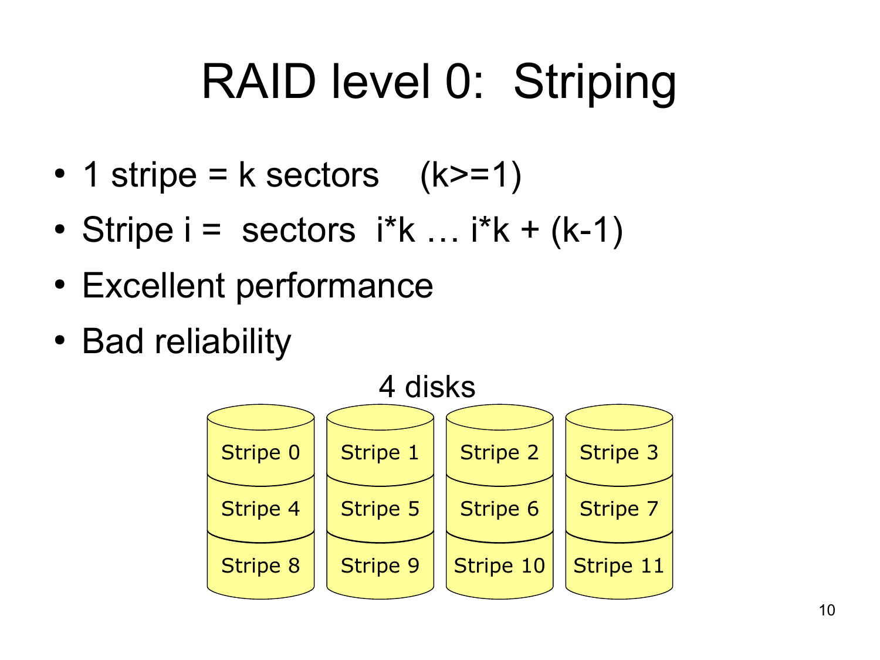# RAID level 0: Striping

- 1 stripe = k sectors (k>=1)
- Stripe i = sectors i*k … i*k + (k-1)
- Excellent performance
- Bad reliability

4 disks

| Disk 1 | Disk 2 | Disk 3 | Disk 4 |
|---|---|---|---|
| Stripe 0 | Stripe 1 | Stripe 2 | Stripe 3 |
| Stripe 4 | Stripe 5 | Stripe 6 | Stripe 7 |
| Stripe 8 | Stripe 9 | Stripe 10 | Stripe 11 |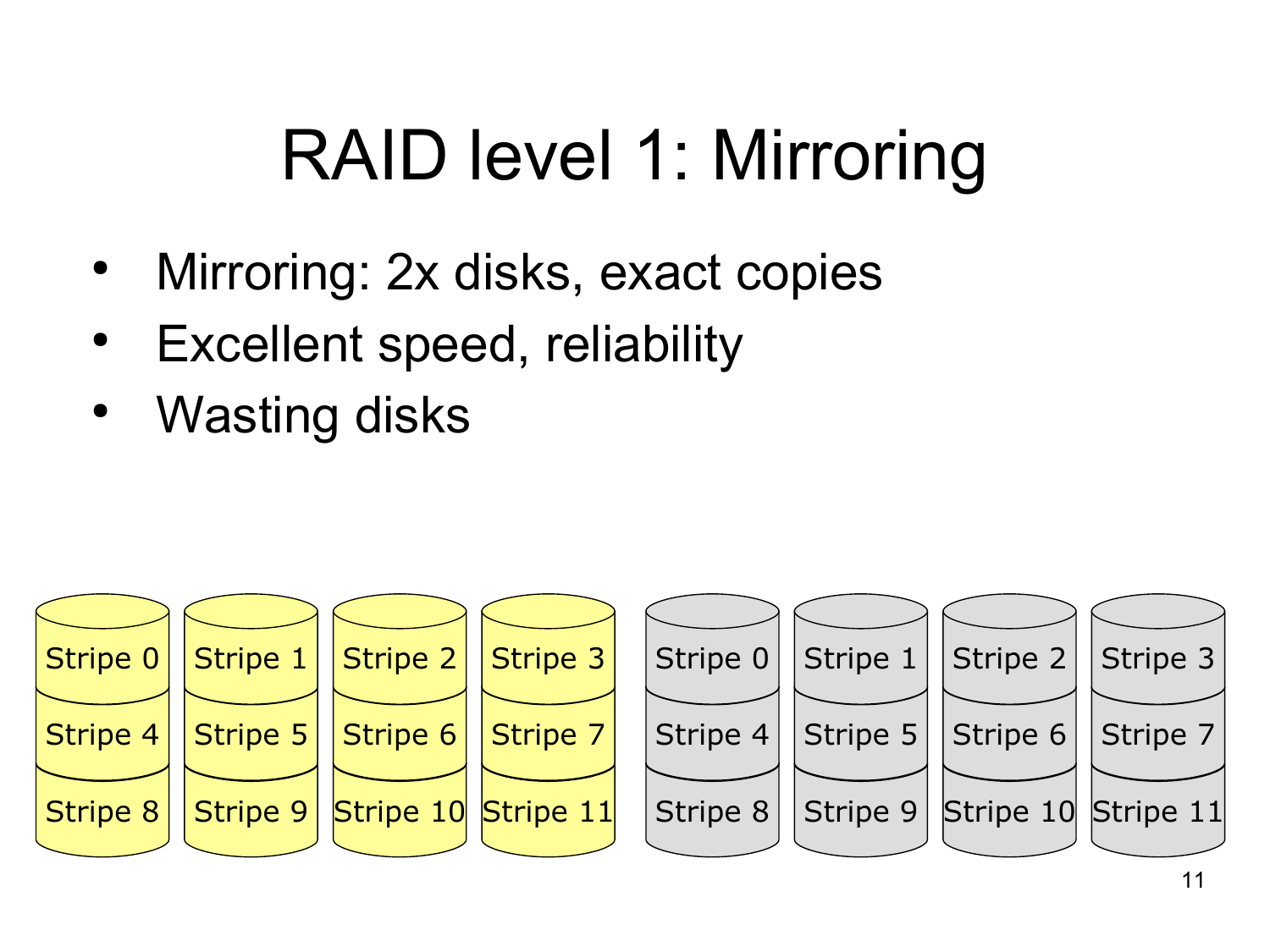# RAID level 1: Mirroring

- Mirroring: 2x disks, exact copies
- Excellent speed, reliability
- Wasting disks

| Stripe 0 | Stripe 1 | Stripe 2 | Stripe 3 | Stripe 0 | Stripe 1 | Stripe 2 | Stripe 3 |
|---|---|---|---|---|---|---|---|
| Stripe 4 | Stripe 5 | Stripe 6 | Stripe 7 | Stripe 4 | Stripe 5 | Stripe 6 | Stripe 7 |
| Stripe 8 | Stripe 9 | Stripe 10 | Stripe 11 | Stripe 8 | Stripe 9 | Stripe 10 | Stripe 11 |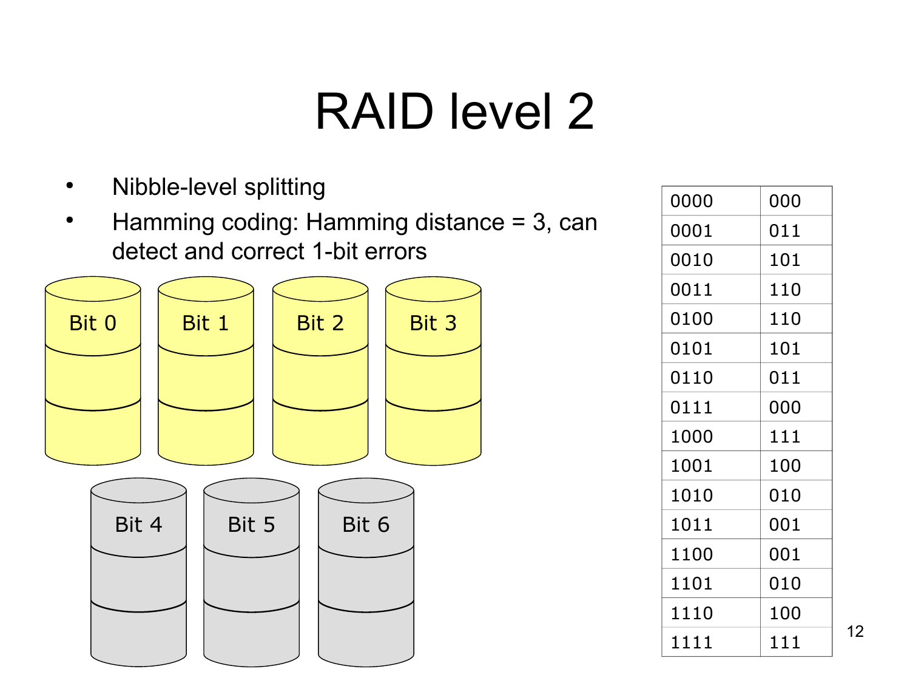# RAID level 2

- Nibble-level splitting
- Hamming coding: Hamming distance = 3, can detect and correct 1-bit errors

Bit 0 | Bit 1 | Bit 2 | Bit 3

Bit 4 | Bit 5 | Bit 6

| | |
|---|---|
| 0000 | 000 |
| 0001 | 011 |
| 0010 | 101 |
| 0011 | 110 |
| 0100 | 110 |
| 0101 | 101 |
| 0110 | 011 |
| 0111 | 000 |
| 1000 | 111 |
| 1001 | 100 |
| 1010 | 010 |
| 1011 | 001 |
| 1100 | 001 |
| 1101 | 010 |
| 1110 | 100 |
| 1111 | 111 |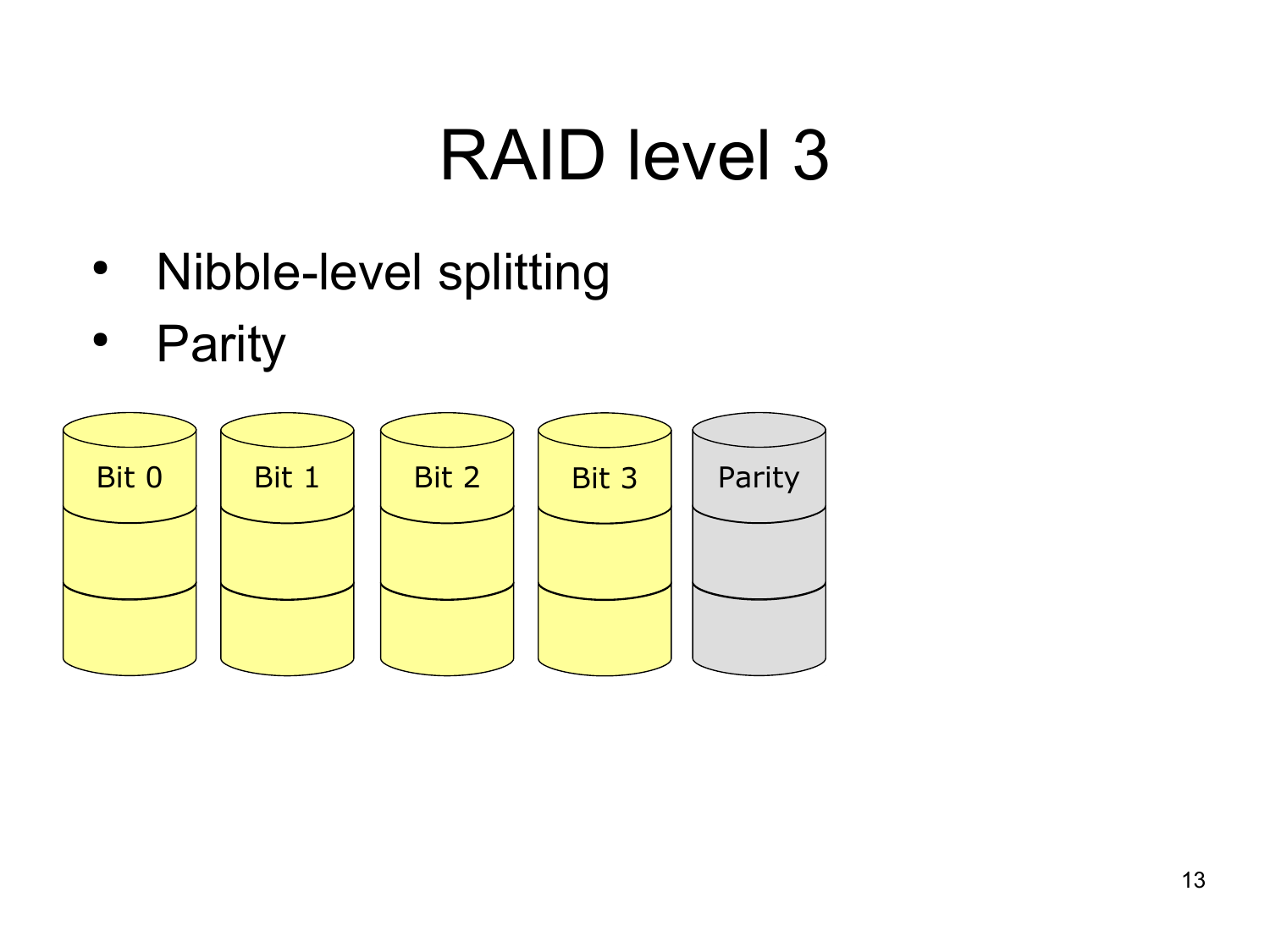# RAID level 3

- Nibble-level splitting
- Parity

Bit 0 | Bit 1 | Bit 2 | Bit 3 | Parity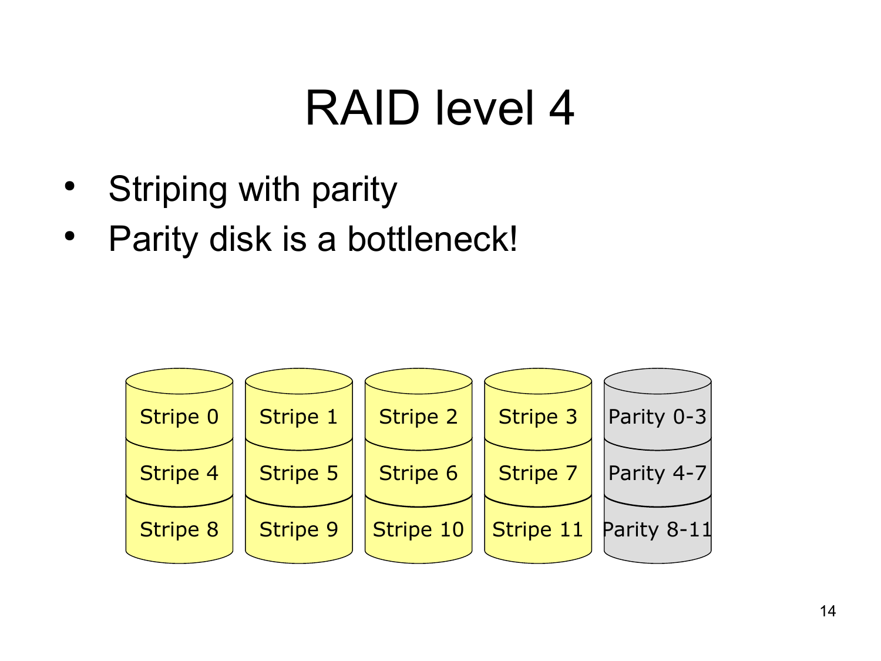# RAID level 4

- Striping with parity
- Parity disk is a bottleneck!

| Disk 1 | Disk 2 | Disk 3 | Disk 4 | Disk 5 |
|---|---|---|---|---|
| Stripe 0 | Stripe 1 | Stripe 2 | Stripe 3 | Parity 0-3 |
| Stripe 4 | Stripe 5 | Stripe 6 | Stripe 7 | Parity 4-7 |
| Stripe 8 | Stripe 9 | Stripe 10 | Stripe 11 | Parity 8-11 |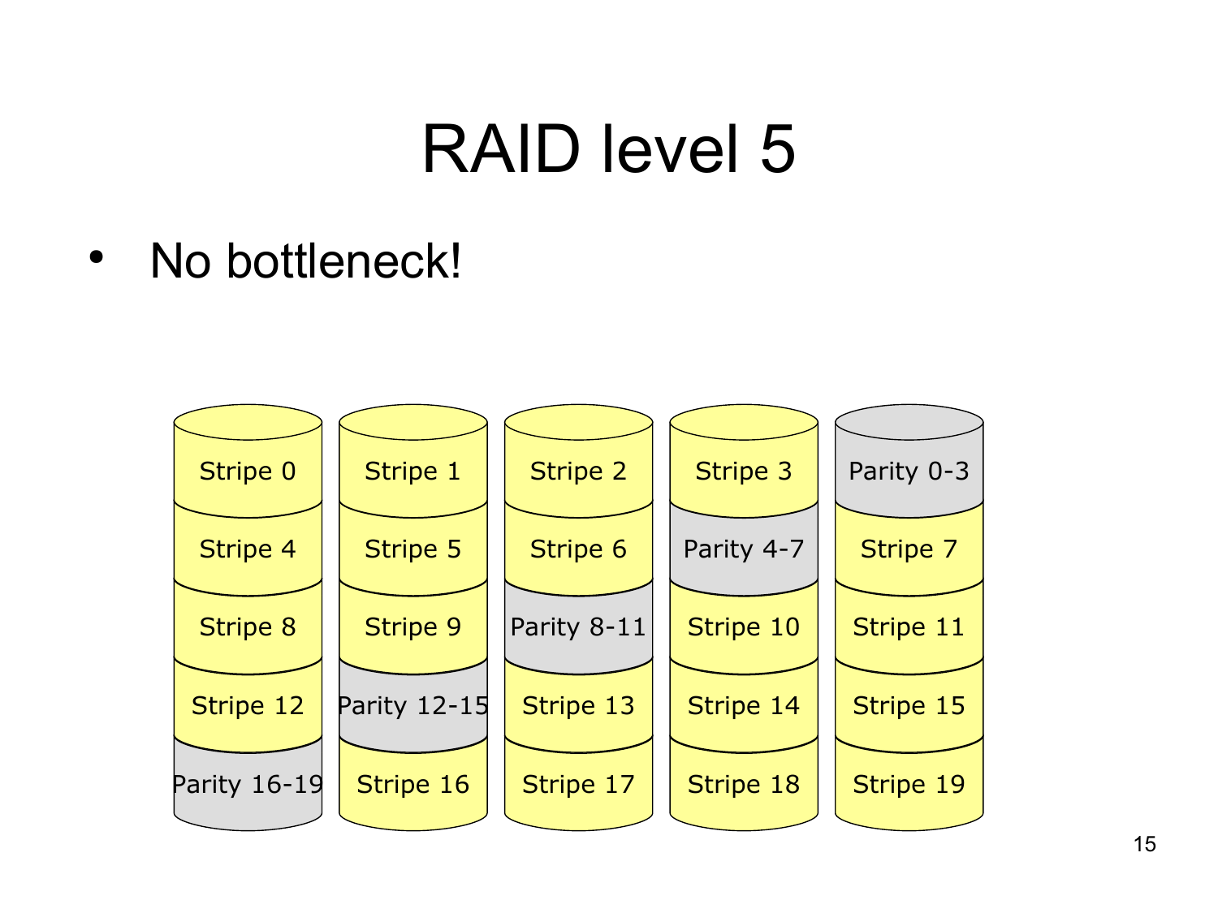# RAID level 5

- No bottleneck!

| Disk 1 | Disk 2 | Disk 3 | Disk 4 | Disk 5 |
|---|---|---|---|---|
| Stripe 0 | Stripe 1 | Stripe 2 | Stripe 3 | Parity 0-3 |
| Stripe 4 | Stripe 5 | Stripe 6 | Parity 4-7 | Stripe 7 |
| Stripe 8 | Stripe 9 | Parity 8-11 | Stripe 10 | Stripe 11 |
| Stripe 12 | Parity 12-15 | Stripe 13 | Stripe 14 | Stripe 15 |
| Parity 16-19 | Stripe 16 | Stripe 17 | Stripe 18 | Stripe 19 |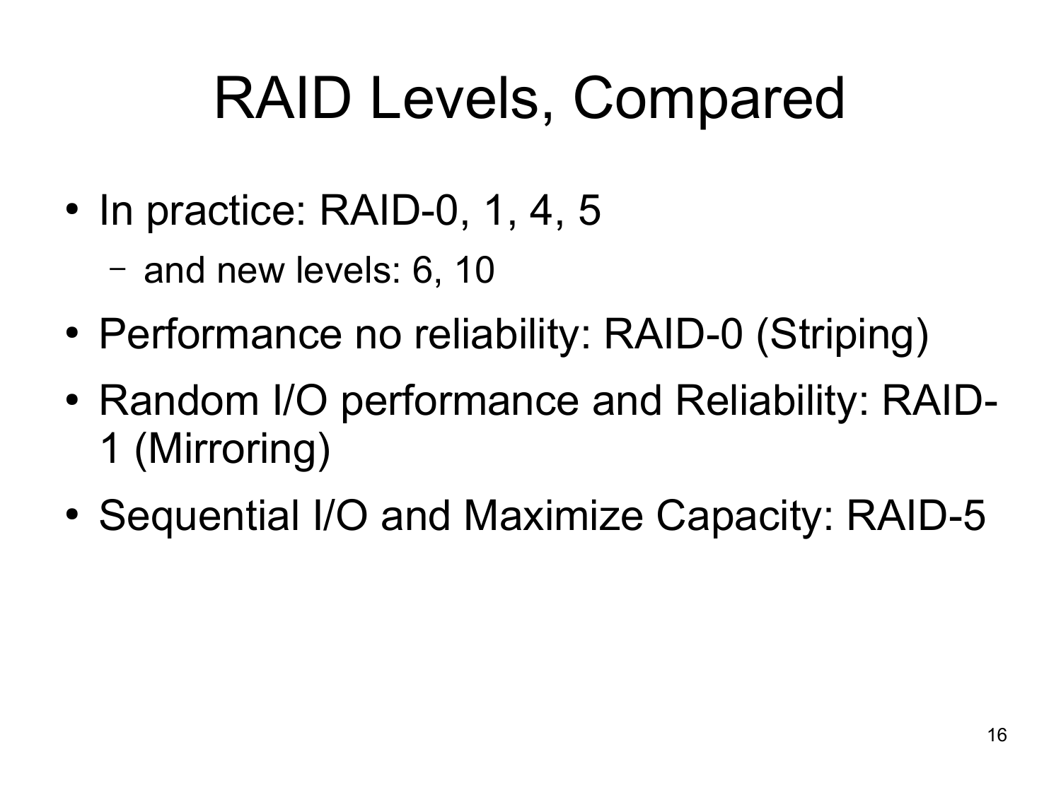# RAID Levels, Compared

- In practice: RAID-0, 1, 4, 5
  - and new levels: 6, 10
- Performance no reliability: RAID-0 (Striping)
- Random I/O performance and Reliability: RAID-1 (Mirroring)
- Sequential I/O and Maximize Capacity: RAID-5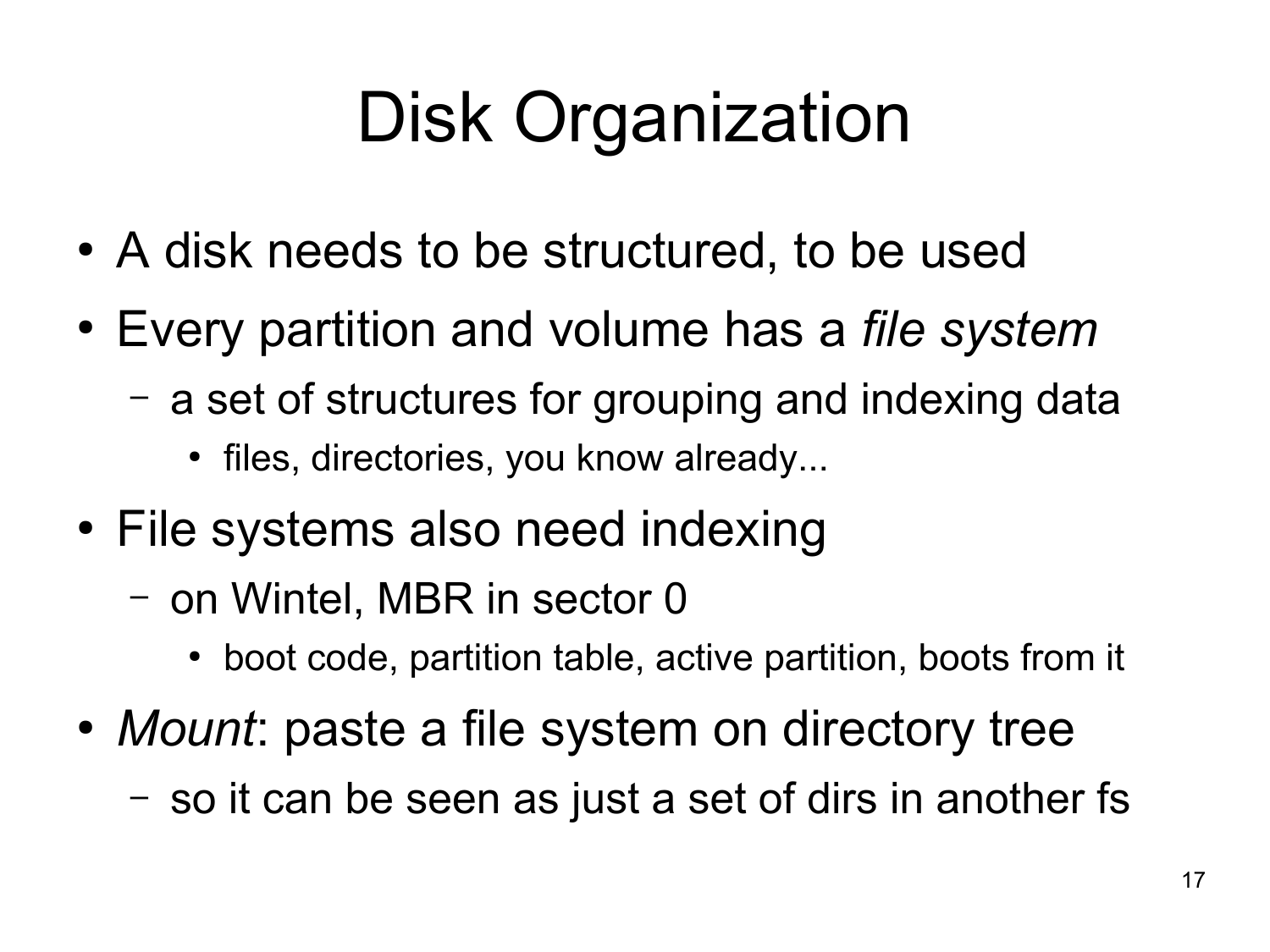# Disk Organization

- A disk needs to be structured, to be used
- Every partition and volume has a *file system*
  - a set of structures for grouping and indexing data
    - files, directories, you know already...
- File systems also need indexing
  - on Wintel, MBR in sector 0
    - boot code, partition table, active partition, boots from it
- *Mount*: paste a file system on directory tree
  - so it can be seen as just a set of dirs in another fs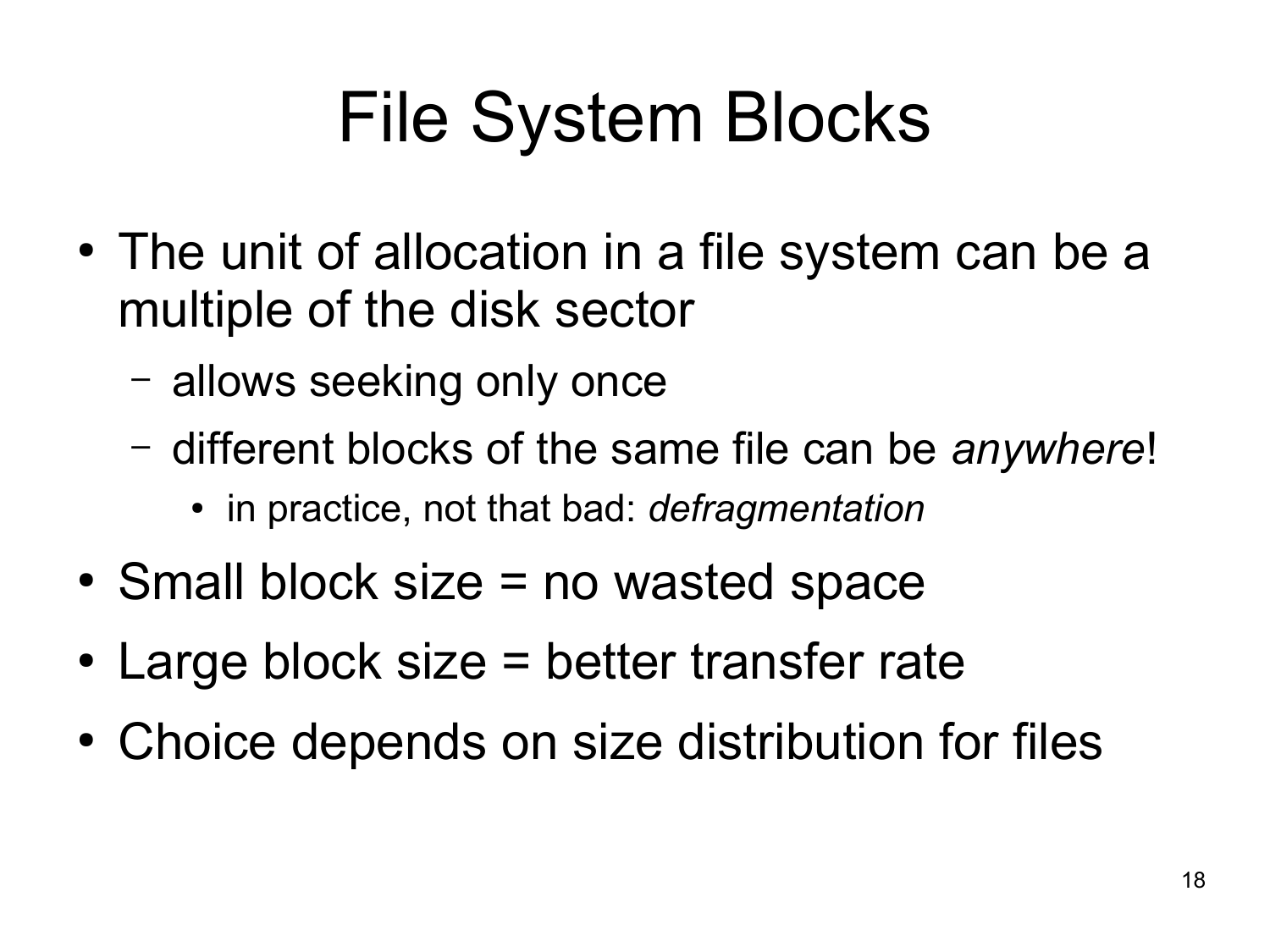# File System Blocks

- The unit of allocation in a file system can be a multiple of the disk sector
  - allows seeking only once
  - different blocks of the same file can be *anywhere*!
    - in practice, not that bad: *defragmentation*
- Small block size = no wasted space
- Large block size = better transfer rate
- Choice depends on size distribution for files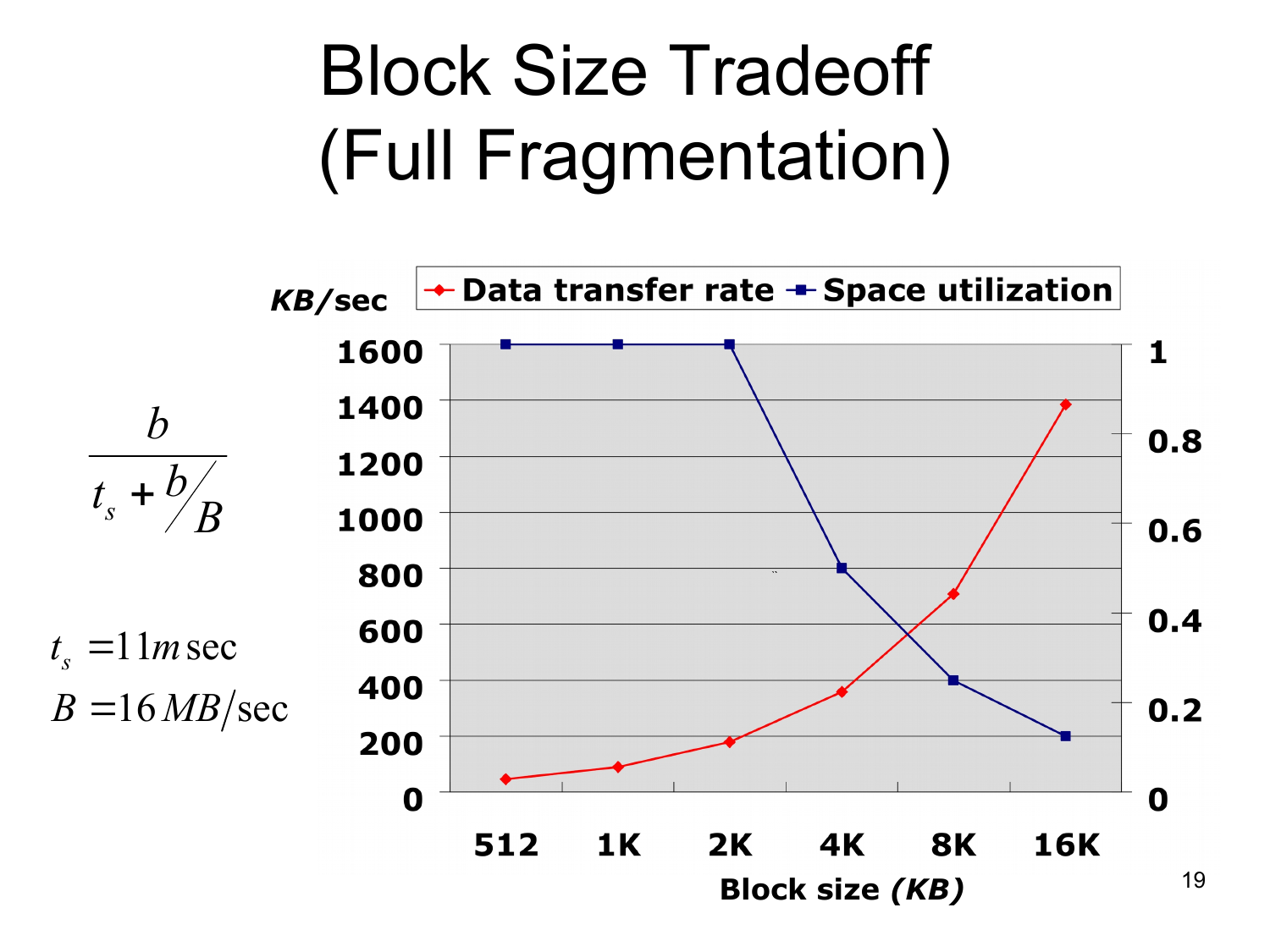# Block Size Tradeoff (Full Fragmentation)

$$\frac{b}{t_s + b/B}$$

$t_s = 11\,m\sec$

$B = 16\,MB/\sec$

KB/sec

Data transfer rate — Space utilization

| Block size (KB) | 512 | 1K | 2K | 4K | 8K | 16K |
|---|---|---|---|---|---|---|
| Space utilization | 1 | 1 | 1 | 0.5 | 0.25 | 0.125 |

Left axis: 0, 200, 400, 600, 800, 1000, 1200, 1400, 1600

Right axis: 0, 0.2, 0.4, 0.6, 0.8, 1

Block size *(KB)*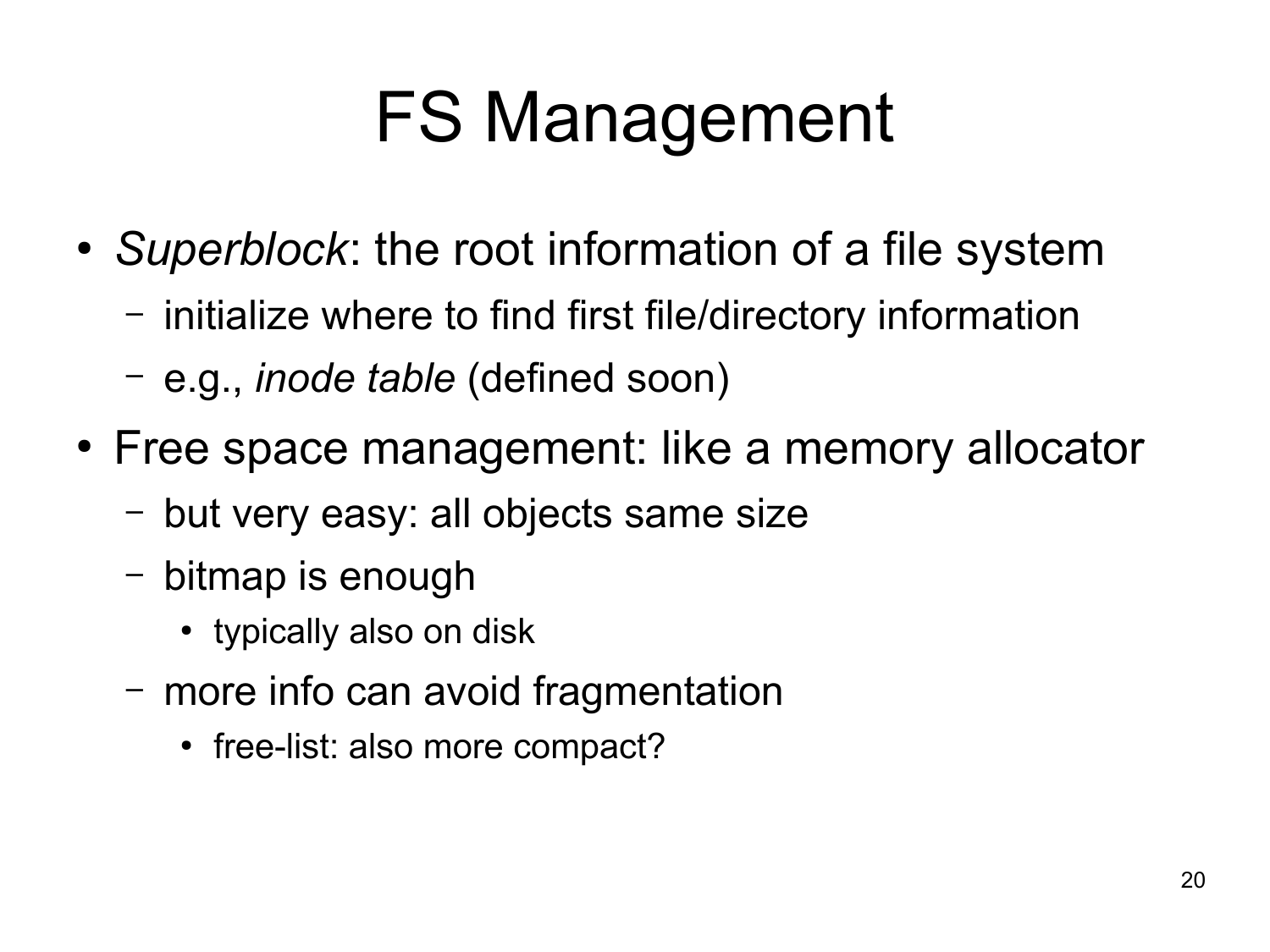# FS Management

- *Superblock*: the root information of a file system
  - initialize where to find first file/directory information
  - e.g., *inode table* (defined soon)
- Free space management: like a memory allocator
  - but very easy: all objects same size
  - bitmap is enough
    - typically also on disk
  - more info can avoid fragmentation
    - free-list: also more compact?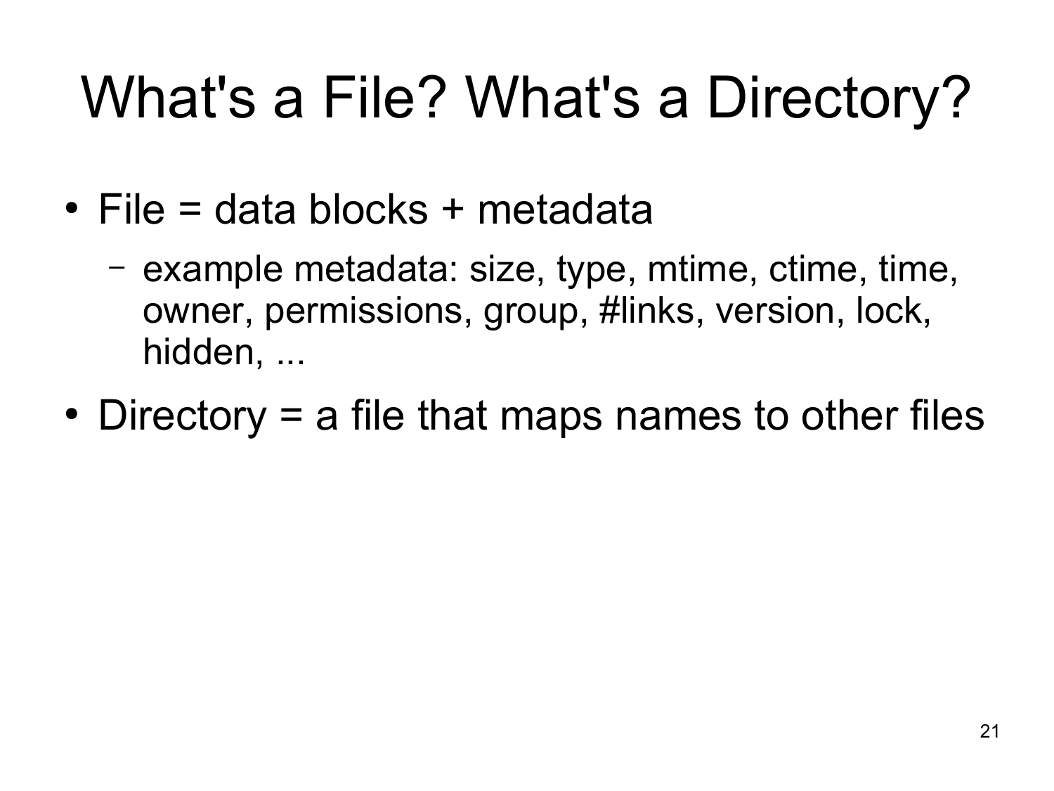# What's a File? What's a Directory?

- File = data blocks + metadata
  - example metadata: size, type, mtime, ctime, time, owner, permissions, group, #links, version, lock, hidden, ...
- Directory = a file that maps names to other files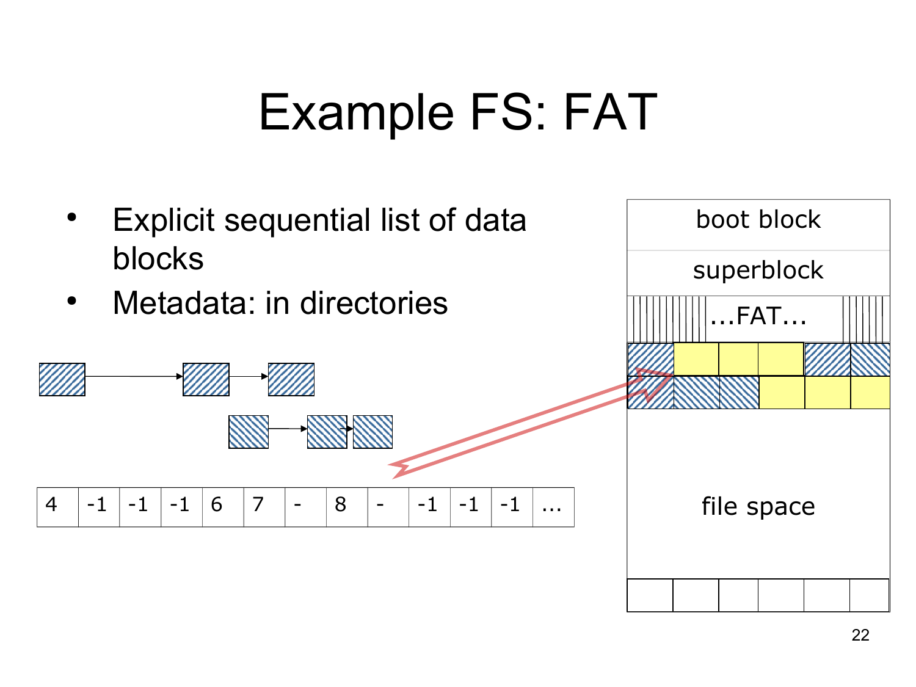# Example FS: FAT

- Explicit sequential list of data blocks
- Metadata: in directories

| 4 | -1 | -1 | -1 | 6 | 7 | - | 8 | - | -1 | -1 | -1 | … |
|---|---|---|---|---|---|---|---|---|---|---|---|---|

boot block

superblock

…FAT…

file space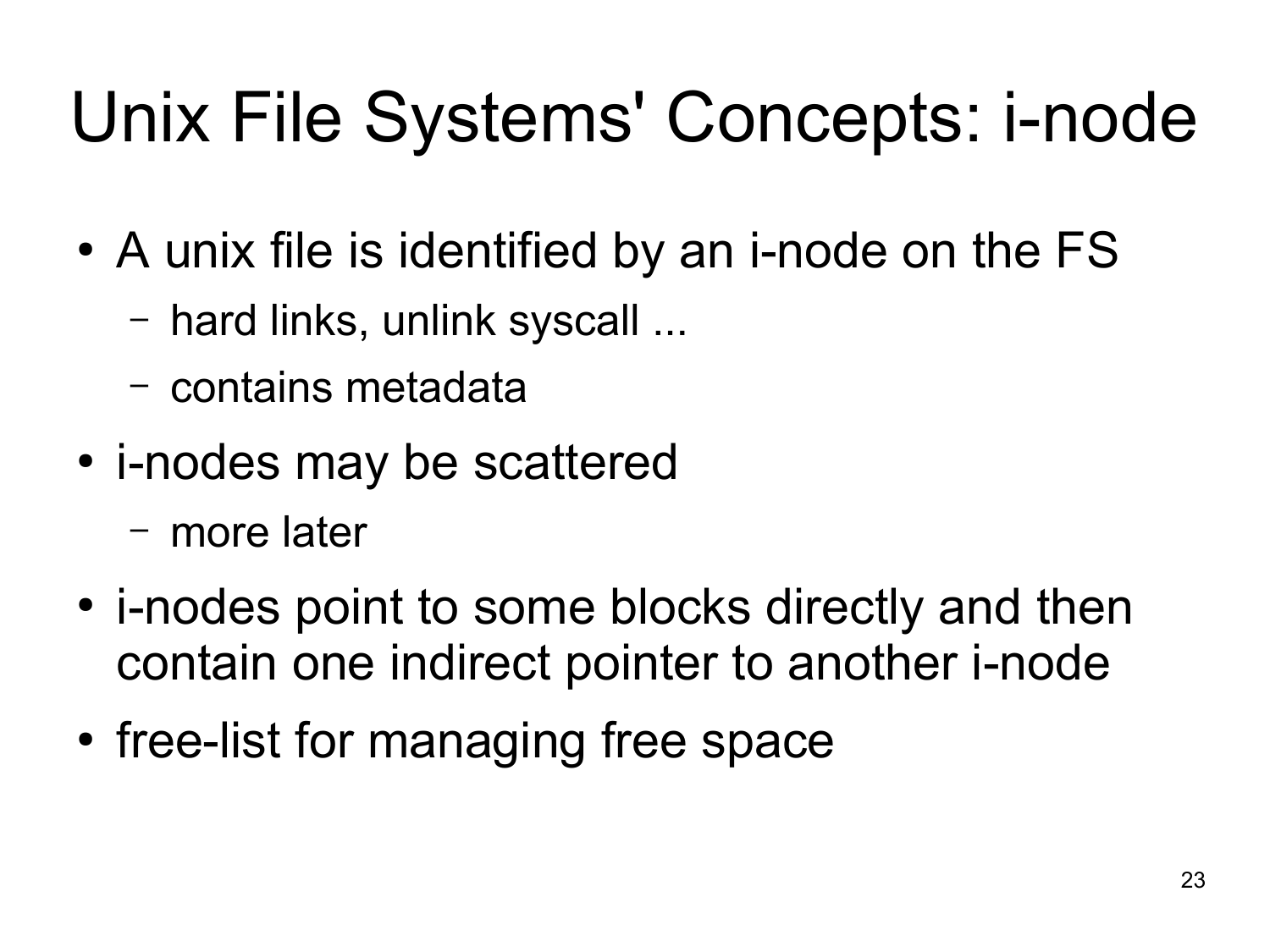# Unix File Systems' Concepts: i-node

- A unix file is identified by an i-node on the FS
  - hard links, unlink syscall ...
  - contains metadata
- i-nodes may be scattered
  - more later
- i-nodes point to some blocks directly and then contain one indirect pointer to another i-node
- free-list for managing free space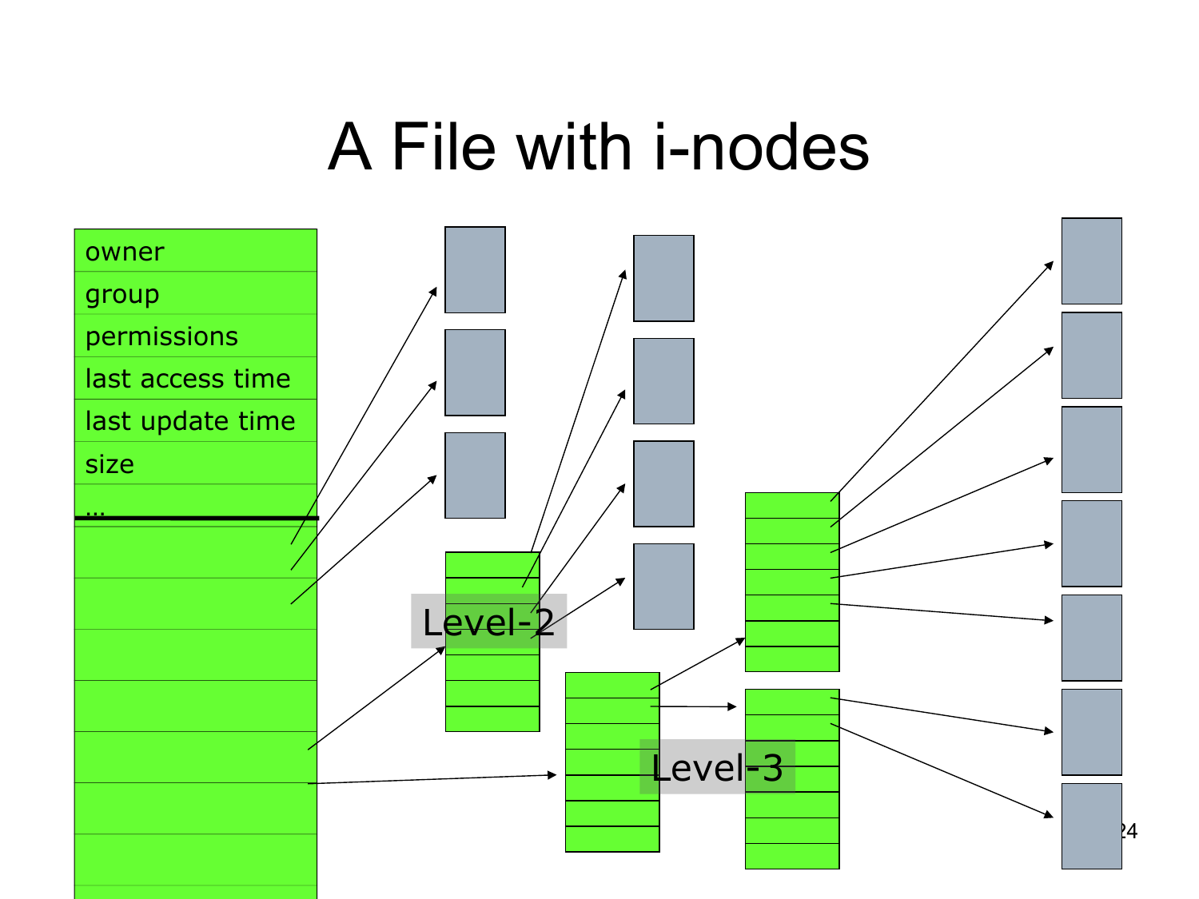# A File with i-nodes

owner

group

permissions

last access time

last update time

size

...

Level-2

Level-3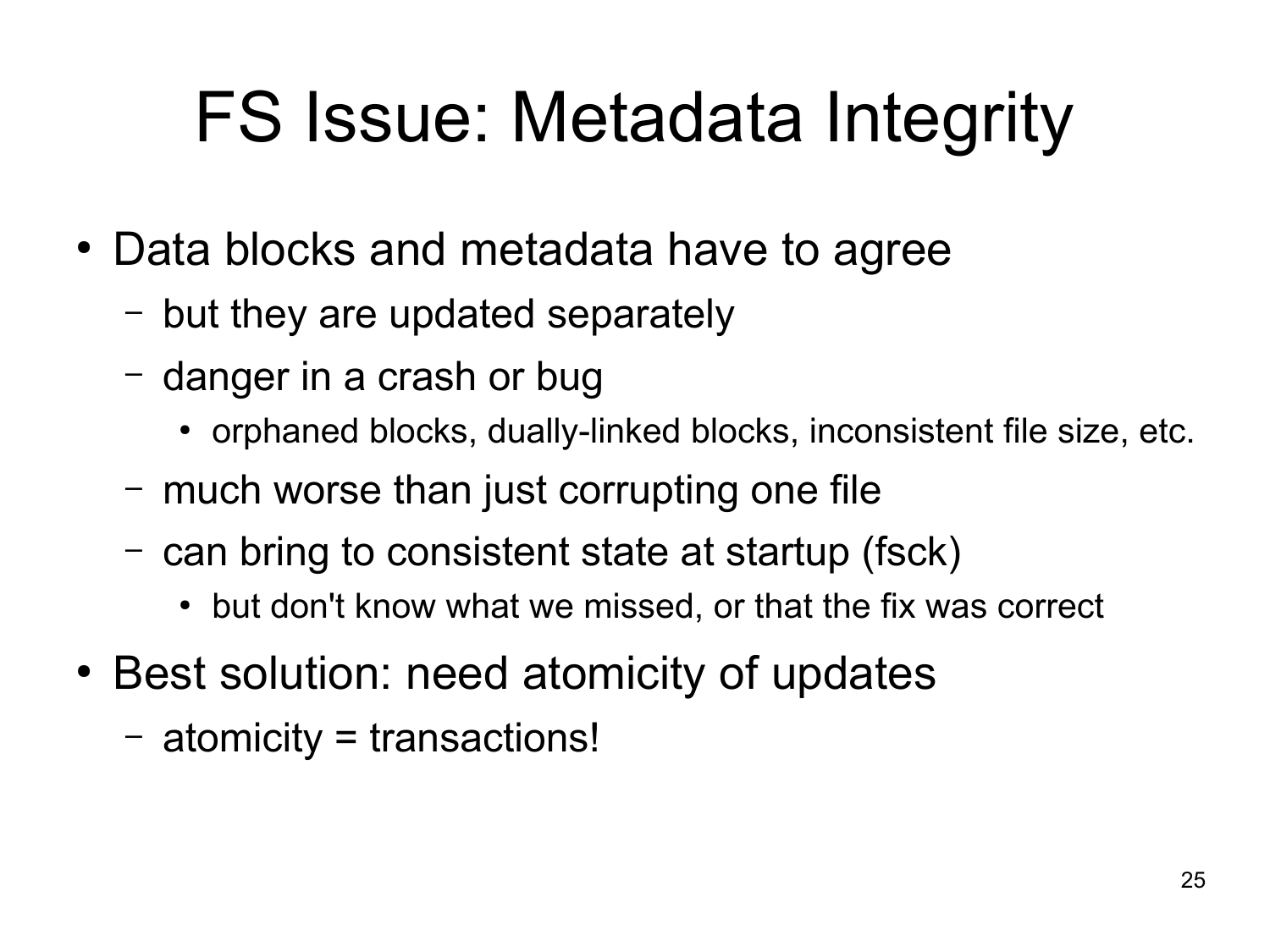# FS Issue: Metadata Integrity

- Data blocks and metadata have to agree
  - but they are updated separately
  - danger in a crash or bug
    - orphaned blocks, dually-linked blocks, inconsistent file size, etc.
  - much worse than just corrupting one file
  - can bring to consistent state at startup (fsck)
    - but don't know what we missed, or that the fix was correct
- Best solution: need atomicity of updates
  - atomicity = transactions!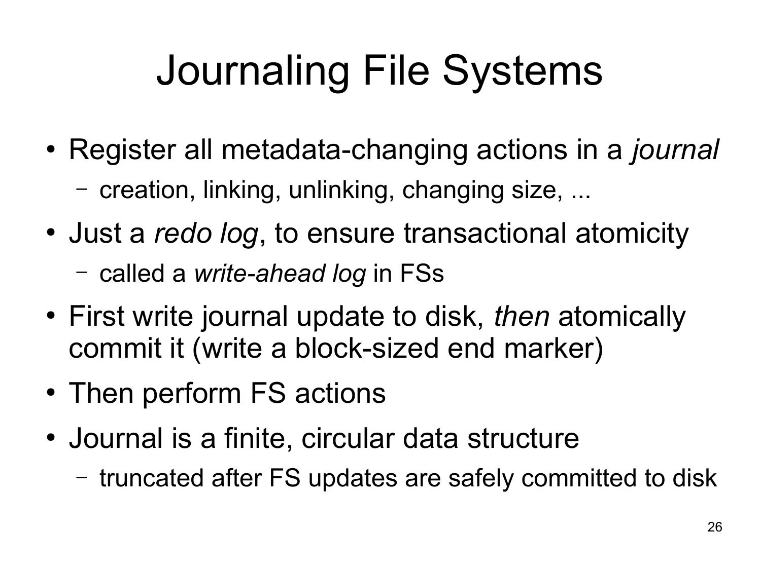# Journaling File Systems

- Register all metadata-changing actions in a *journal*
  - creation, linking, unlinking, changing size, ...
- Just a *redo log*, to ensure transactional atomicity
  - called a *write-ahead log* in FSs
- First write journal update to disk, *then* atomically commit it (write a block-sized end marker)
- Then perform FS actions
- Journal is a finite, circular data structure
  - truncated after FS updates are safely committed to disk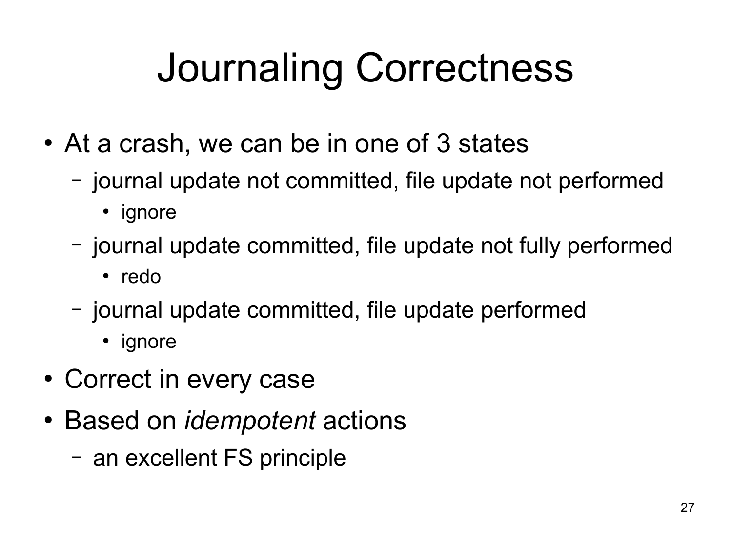# Journaling Correctness

- At a crash, we can be in one of 3 states
  - journal update not committed, file update not performed
    - ignore
  - journal update committed, file update not fully performed
    - redo
  - journal update committed, file update performed
    - ignore
- Correct in every case
- Based on *idempotent* actions
  - an excellent FS principle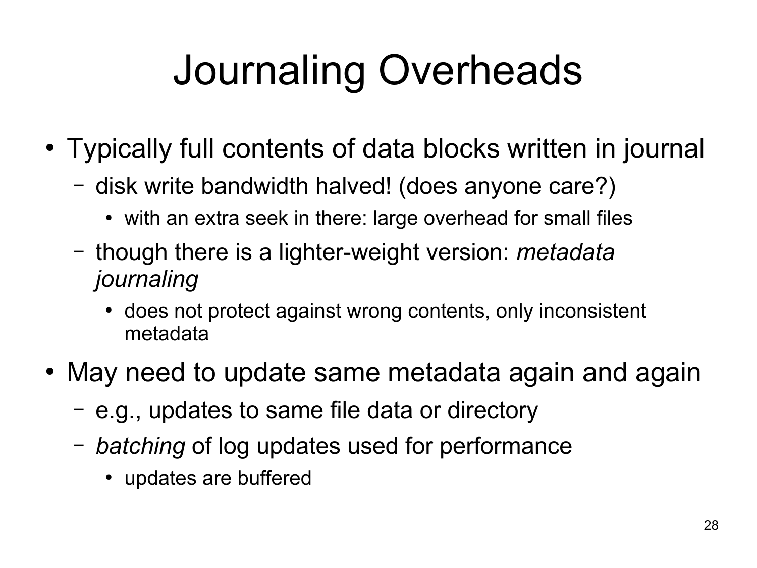# Journaling Overheads

- Typically full contents of data blocks written in journal
  - disk write bandwidth halved! (does anyone care?)
    - with an extra seek in there: large overhead for small files
  - though there is a lighter-weight version: *metadata journaling*
    - does not protect against wrong contents, only inconsistent metadata
- May need to update same metadata again and again
  - e.g., updates to same file data or directory
  - *batching* of log updates used for performance
    - updates are buffered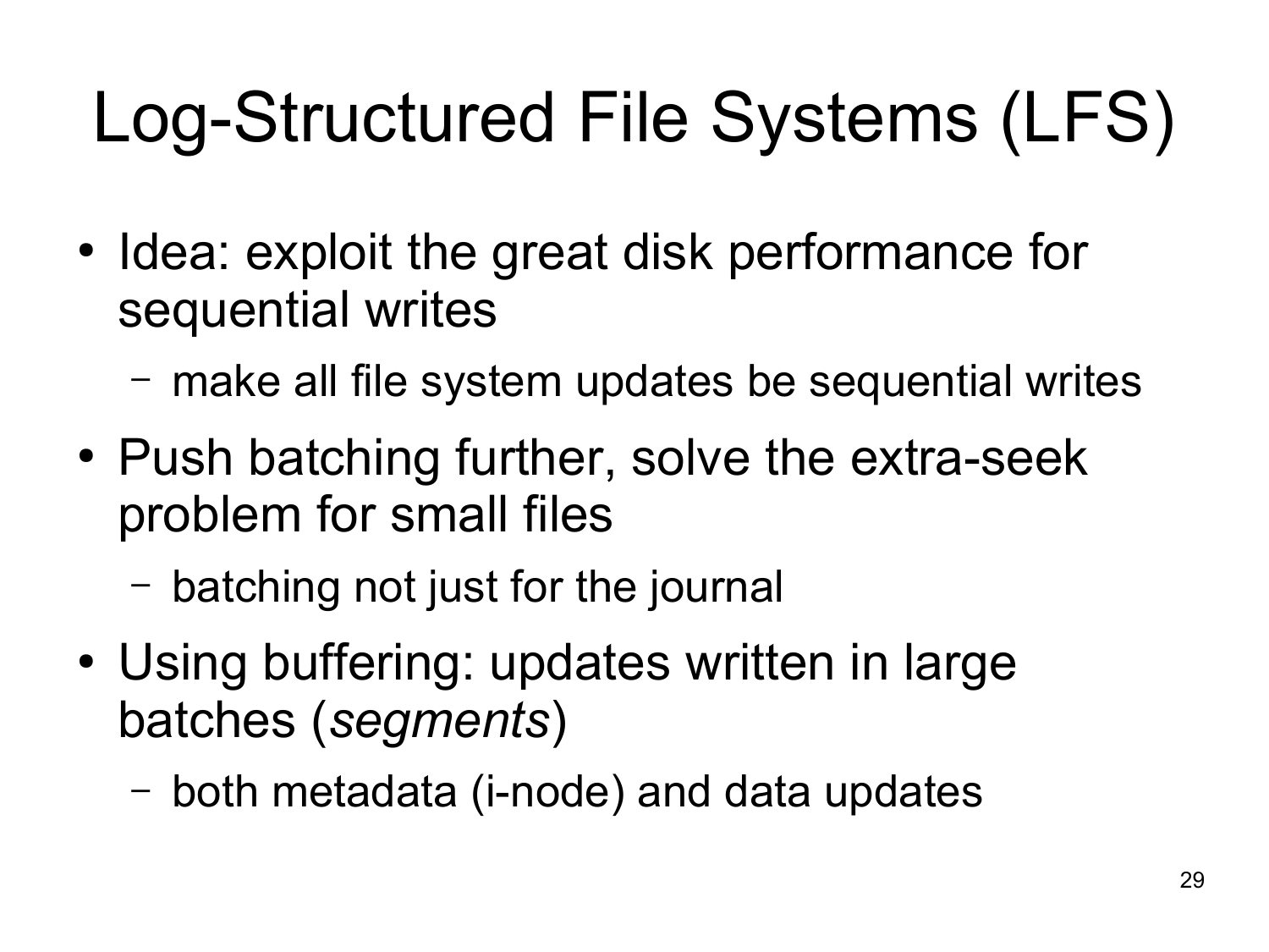# Log-Structured File Systems (LFS)

- Idea: exploit the great disk performance for sequential writes
  - make all file system updates be sequential writes
- Push batching further, solve the extra-seek problem for small files
  - batching not just for the journal
- Using buffering: updates written in large batches (*segments*)
  - both metadata (i-node) and data updates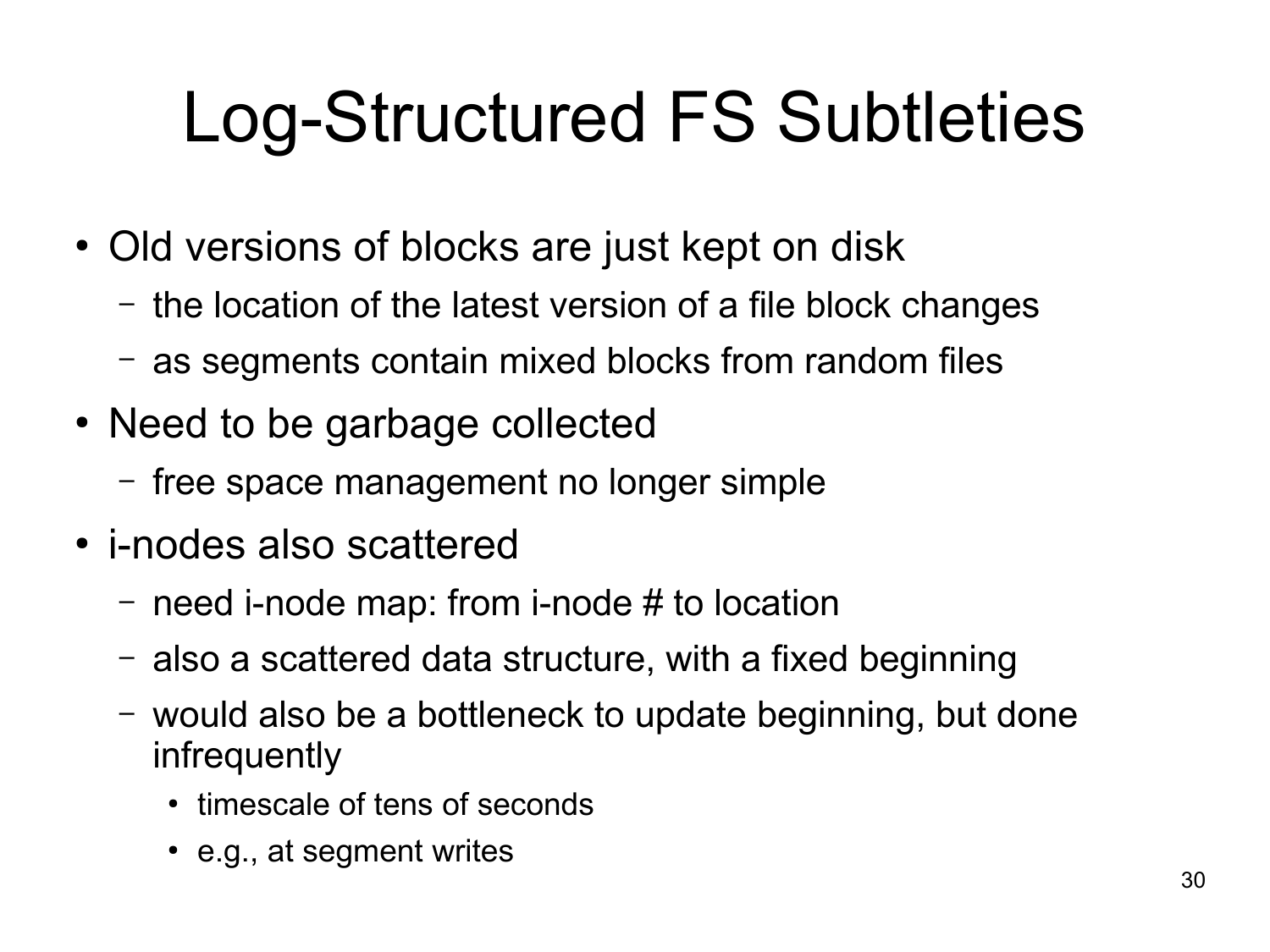# Log-Structured FS Subtleties

- Old versions of blocks are just kept on disk
  - the location of the latest version of a file block changes
  - as segments contain mixed blocks from random files
- Need to be garbage collected
  - free space management no longer simple
- i-nodes also scattered
  - need i-node map: from i-node # to location
  - also a scattered data structure, with a fixed beginning
  - would also be a bottleneck to update beginning, but done infrequently
    - timescale of tens of seconds
    - e.g., at segment writes